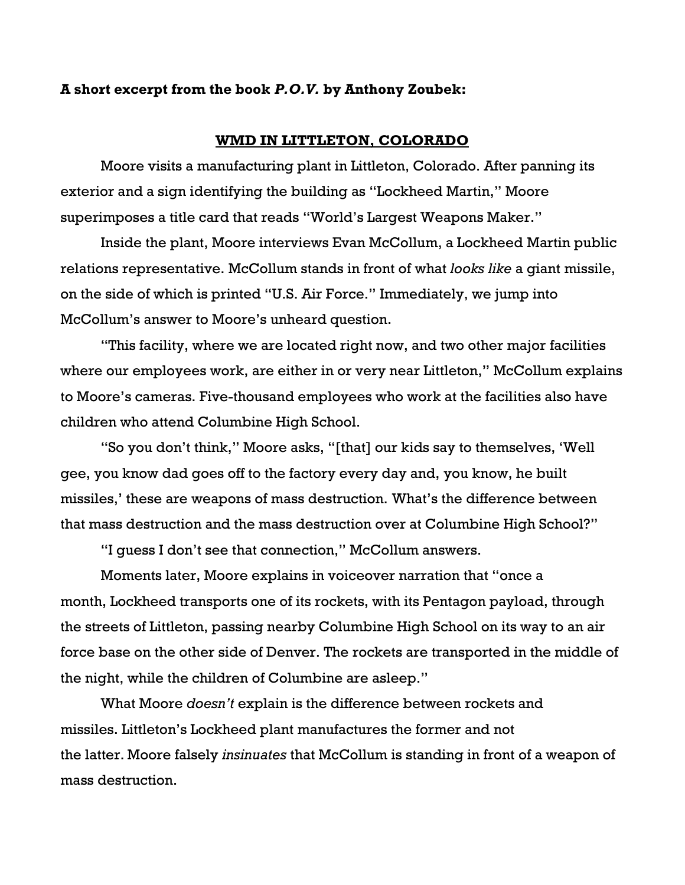**A short excerpt from the book *P.O.V.* by Anthony Zoubek:**

## WMD IN LITTLETON, COLORADO

Moore visits a manufacturing plant in Littleton, Colorado. After panning its exterior and a sign identifying the building as "Lockheed Martin," Moore superimposes a title card that reads "World's Largest Weapons Maker."

Inside the plant, Moore interviews Evan McCollum, a Lockheed Martin public relations representative. McCollum stands in front of what *looks like* a giant missile, on the side of which is printed "U.S. Air Force." Immediately, we jump into McCollum's answer to Moore's unheard question.

"This facility, where we are located right now, and two other major facilities where our employees work, are either in or very near Littleton," McCollum explains to Moore's cameras. Five-thousand employees who work at the facilities also have children who attend Columbine High School.

"So you don't think," Moore asks, "[that] our kids say to themselves, 'Well gee, you know dad goes off to the factory every day and, you know, he built missiles,' these are weapons of mass destruction. What's the difference between that mass destruction and the mass destruction over at Columbine High School?"

"I guess I don't see that connection," McCollum answers.

Moments later, Moore explains in voiceover narration that "once a month, Lockheed transports one of its rockets, with its Pentagon payload, through the streets of Littleton, passing nearby Columbine High School on its way to an air force base on the other side of Denver. The rockets are transported in the middle of the night, while the children of Columbine are asleep."

What Moore *doesn't* explain is the difference between rockets and missiles. Littleton's Lockheed plant manufactures the former and not the latter. Moore falsely *insinuates* that McCollum is standing in front of a weapon of mass destruction.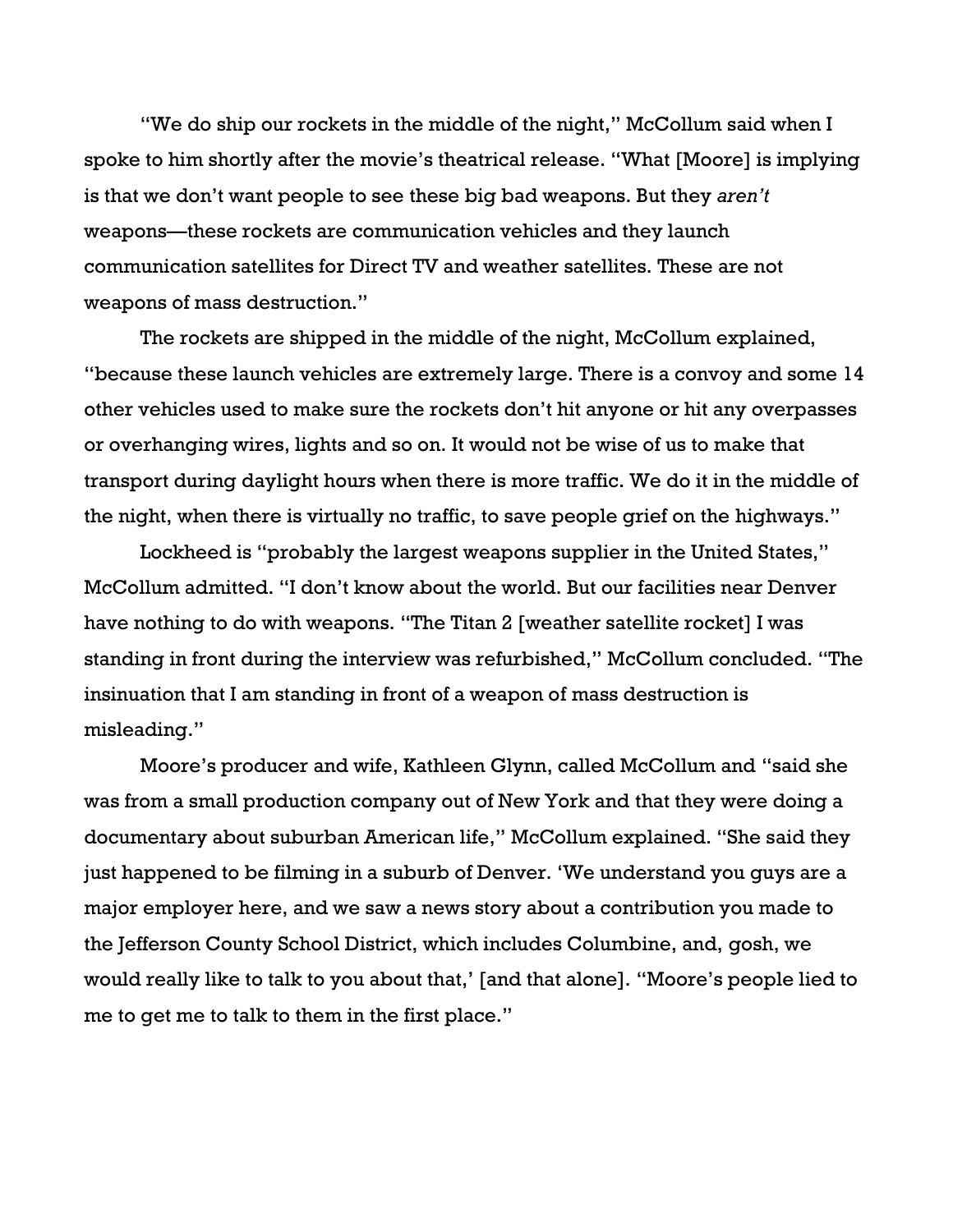"We do ship our rockets in the middle of the night," McCollum said when I spoke to him shortly after the movie's theatrical release. "What [Moore] is implying is that we don't want people to see these big bad weapons. But they *aren't* weapons—these rockets are communication vehicles and they launch communication satellites for Direct TV and weather satellites. These are not weapons of mass destruction."

The rockets are shipped in the middle of the night, McCollum explained, "because these launch vehicles are extremely large. There is a convoy and some 14 other vehicles used to make sure the rockets don't hit anyone or hit any overpasses or overhanging wires, lights and so on. It would not be wise of us to make that transport during daylight hours when there is more traffic. We do it in the middle of the night, when there is virtually no traffic, to save people grief on the highways."

Lockheed is "probably the largest weapons supplier in the United States," McCollum admitted. "I don't know about the world. But our facilities near Denver have nothing to do with weapons. "The Titan 2 [weather satellite rocket] I was standing in front during the interview was refurbished," McCollum concluded. "The insinuation that I am standing in front of a weapon of mass destruction is misleading."

Moore's producer and wife, Kathleen Glynn, called McCollum and "said she was from a small production company out of New York and that they were doing a documentary about suburban American life," McCollum explained. "She said they just happened to be filming in a suburb of Denver. 'We understand you guys are a major employer here, and we saw a news story about a contribution you made to the Jefferson County School District, which includes Columbine, and, gosh, we would really like to talk to you about that,' [and that alone]. "Moore's people lied to me to get me to talk to them in the first place."